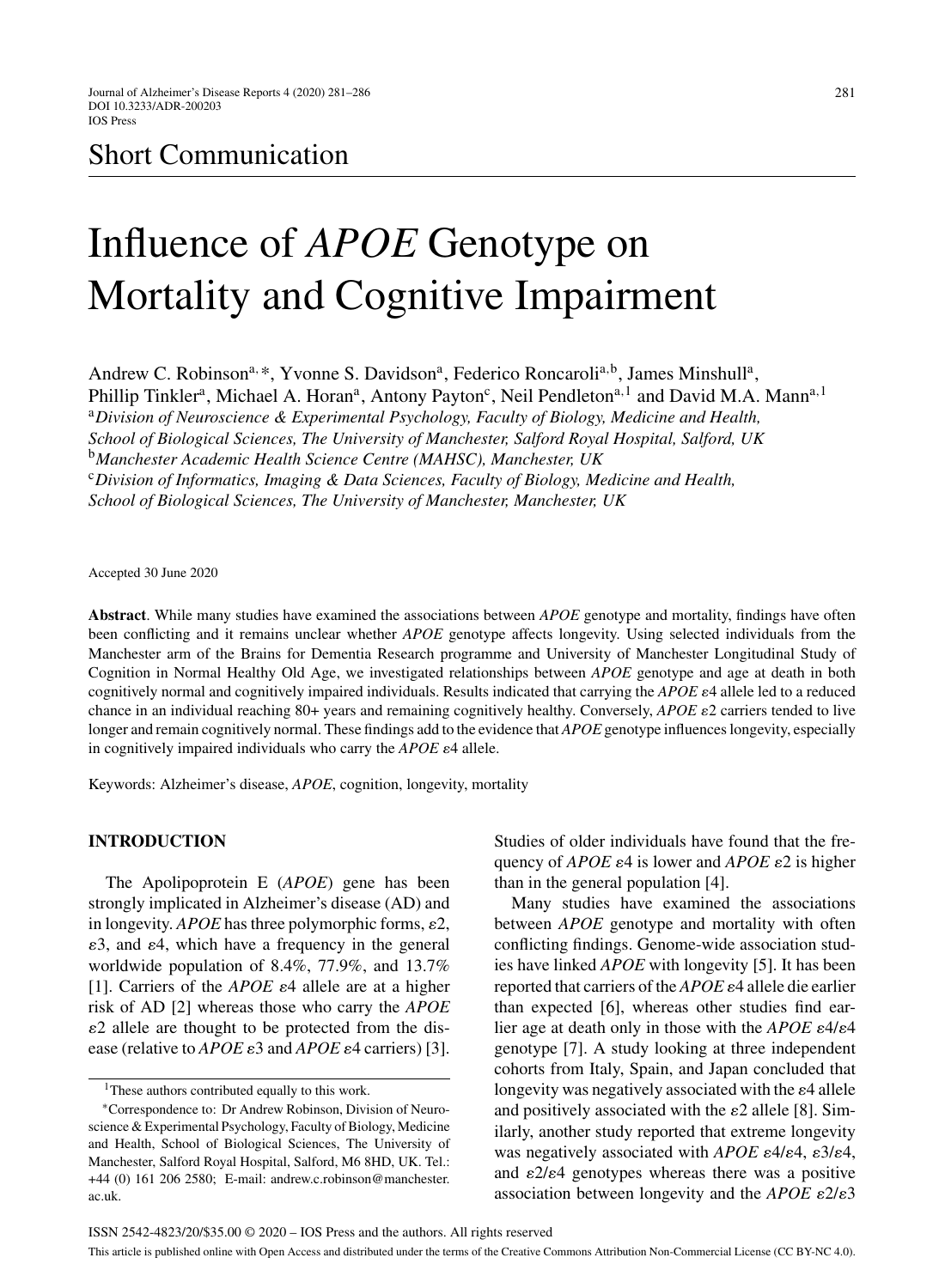Short Communication

# Influence of *APOE* Genotype on Mortality and Cognitive Impairment

Andrew C. Robinson[a,*], Yvonne S. Davidson[a], Federico Roncaroli[a,b], James Minshull[a], Phillip Tinkler[a], Michael A. Horan[a], Antony Payton[c], Neil Pendleton[a,1] and David M.A. Mann[a,1]

[a]*Division of Neuroscience & Experimental Psychology, Faculty of Biology, Medicine and Health, School of Biological Sciences, The University of Manchester, Salford Royal Hospital, Salford, UK*

[b]*Manchester Academic Health Science Centre (MAHSC), Manchester, UK*

[c]*Division of Informatics, Imaging & Data Sciences, Faculty of Biology, Medicine and Health, School of Biological Sciences, The University of Manchester, Manchester, UK*

Accepted 30 June 2020

**Abstract**. While many studies have examined the associations between *APOE* genotype and mortality, findings have often been conflicting and it remains unclear whether *APOE* genotype affects longevity. Using selected individuals from the Manchester arm of the Brains for Dementia Research programme and University of Manchester Longitudinal Study of Cognition in Normal Healthy Old Age, we investigated relationships between *APOE* genotype and age at death in both cognitively normal and cognitively impaired individuals. Results indicated that carrying the *APOE* ε4 allele led to a reduced chance in an individual reaching 80+ years and remaining cognitively healthy. Conversely, *APOE* ε2 carriers tended to live longer and remain cognitively normal. These findings add to the evidence that *APOE* genotype influences longevity, especially in cognitively impaired individuals who carry the *APOE* ε4 allele.

Keywords: Alzheimer's disease, *APOE*, cognition, longevity, mortality

## INTRODUCTION

The Apolipoprotein E (*APOE*) gene has been strongly implicated in Alzheimer's disease (AD) and in longevity. *APOE* has three polymorphic forms, ε2, ε3, and ε4, which have a frequency in the general worldwide population of 8.4%, 77.9%, and 13.7% [1]. Carriers of the *APOE* ε4 allele are at a higher risk of AD [2] whereas those who carry the *APOE* ε2 allele are thought to be protected from the disease (relative to *APOE* ε3 and *APOE* ε4 carriers) [3]. Studies of older individuals have found that the frequency of *APOE* ε4 is lower and *APOE* ε2 is higher than in the general population [4].

Many studies have examined the associations between *APOE* genotype and mortality with often conflicting findings. Genome-wide association studies have linked *APOE* with longevity [5]. It has been reported that carriers of the *APOE* ε4 allele die earlier than expected [6], whereas other studies find earlier age at death only in those with the *APOE* ε4/ε4 genotype [7]. A study looking at three independent cohorts from Italy, Spain, and Japan concluded that longevity was negatively associated with the ε4 allele and positively associated with the ε2 allele [8]. Similarly, another study reported that extreme longevity was negatively associated with *APOE* ε4/ε4, ε3/ε4, and ε2/ε4 genotypes whereas there was a positive association between longevity and the *APOE* ε2/ε3

[1]These authors contributed equally to this work.

*Correspondence to: Dr Andrew Robinson, Division of Neuroscience & Experimental Psychology, Faculty of Biology, Medicine and Health, School of Biological Sciences, The University of Manchester, Salford Royal Hospital, Salford, M6 8HD, UK. Tel.: +44 (0) 161 206 2580; E-mail: andrew.c.robinson@manchester.ac.uk.

ISSN 2542-4823/20/$35.00 © 2020 – IOS Press and the authors. All rights reserved

This article is published online with Open Access and distributed under the terms of the Creative Commons Attribution Non-Commercial License (CC BY-NC 4.0).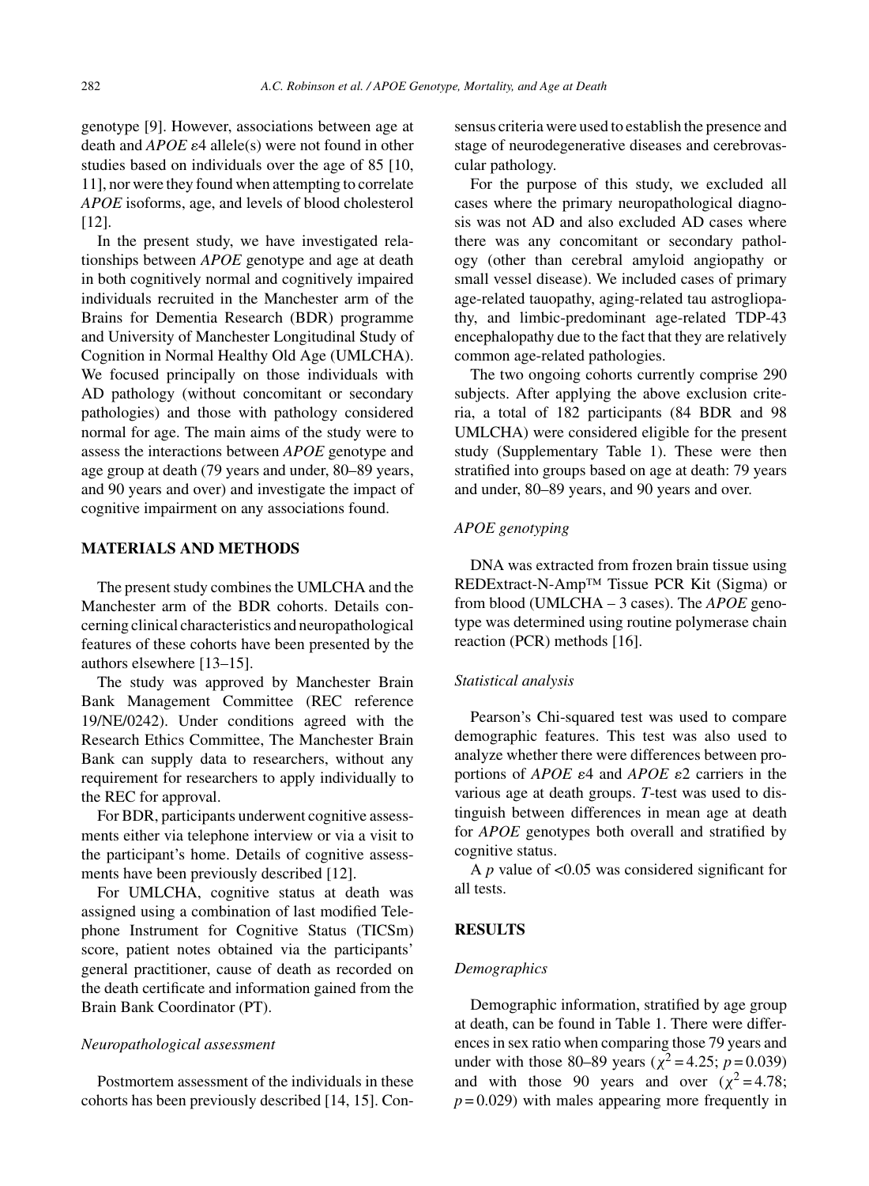genotype [9]. However, associations between age at death and *APOE* ε4 allele(s) were not found in other studies based on individuals over the age of 85 [10, 11], nor were they found when attempting to correlate *APOE* isoforms, age, and levels of blood cholesterol [12].

In the present study, we have investigated relationships between *APOE* genotype and age at death in both cognitively normal and cognitively impaired individuals recruited in the Manchester arm of the Brains for Dementia Research (BDR) programme and University of Manchester Longitudinal Study of Cognition in Normal Healthy Old Age (UMLCHA). We focused principally on those individuals with AD pathology (without concomitant or secondary pathologies) and those with pathology considered normal for age. The main aims of the study were to assess the interactions between *APOE* genotype and age group at death (79 years and under, 80–89 years, and 90 years and over) and investigate the impact of cognitive impairment on any associations found.

## MATERIALS AND METHODS

The present study combines the UMLCHA and the Manchester arm of the BDR cohorts. Details concerning clinical characteristics and neuropathological features of these cohorts have been presented by the authors elsewhere [13–15].

The study was approved by Manchester Brain Bank Management Committee (REC reference 19/NE/0242). Under conditions agreed with the Research Ethics Committee, The Manchester Brain Bank can supply data to researchers, without any requirement for researchers to apply individually to the REC for approval.

For BDR, participants underwent cognitive assessments either via telephone interview or via a visit to the participant's home. Details of cognitive assessments have been previously described [12].

For UMLCHA, cognitive status at death was assigned using a combination of last modified Telephone Instrument for Cognitive Status (TICSm) score, patient notes obtained via the participants' general practitioner, cause of death as recorded on the death certificate and information gained from the Brain Bank Coordinator (PT).

### *Neuropathological assessment*

Postmortem assessment of the individuals in these cohorts has been previously described [14, 15]. Consensus criteria were used to establish the presence and stage of neurodegenerative diseases and cerebrovascular pathology.

For the purpose of this study, we excluded all cases where the primary neuropathological diagnosis was not AD and also excluded AD cases where there was any concomitant or secondary pathology (other than cerebral amyloid angiopathy or small vessel disease). We included cases of primary age-related tauopathy, aging-related tau astrogliopathy, and limbic-predominant age-related TDP-43 encephalopathy due to the fact that they are relatively common age-related pathologies.

The two ongoing cohorts currently comprise 290 subjects. After applying the above exclusion criteria, a total of 182 participants (84 BDR and 98 UMLCHA) were considered eligible for the present study (Supplementary Table 1). These were then stratified into groups based on age at death: 79 years and under, 80–89 years, and 90 years and over.

### *APOE genotyping*

DNA was extracted from frozen brain tissue using REDExtract-N-Amp™ Tissue PCR Kit (Sigma) or from blood (UMLCHA – 3 cases). The *APOE* genotype was determined using routine polymerase chain reaction (PCR) methods [16].

### *Statistical analysis*

Pearson's Chi-squared test was used to compare demographic features. This test was also used to analyze whether there were differences between proportions of *APOE* ε4 and *APOE* ε2 carriers in the various age at death groups. *T*-test was used to distinguish between differences in mean age at death for *APOE* genotypes both overall and stratified by cognitive status.

A $p$ value of <0.05 was considered significant for all tests.

## RESULTS

### *Demographics*

Demographic information, stratified by age group at death, can be found in Table 1. There were differences in sex ratio when comparing those 79 years and under with those 80–89 years ($\chi^2 = 4.25$; $p = 0.039$) and with those 90 years and over ($\chi^2 = 4.78$; $p = 0.029$) with males appearing more frequently in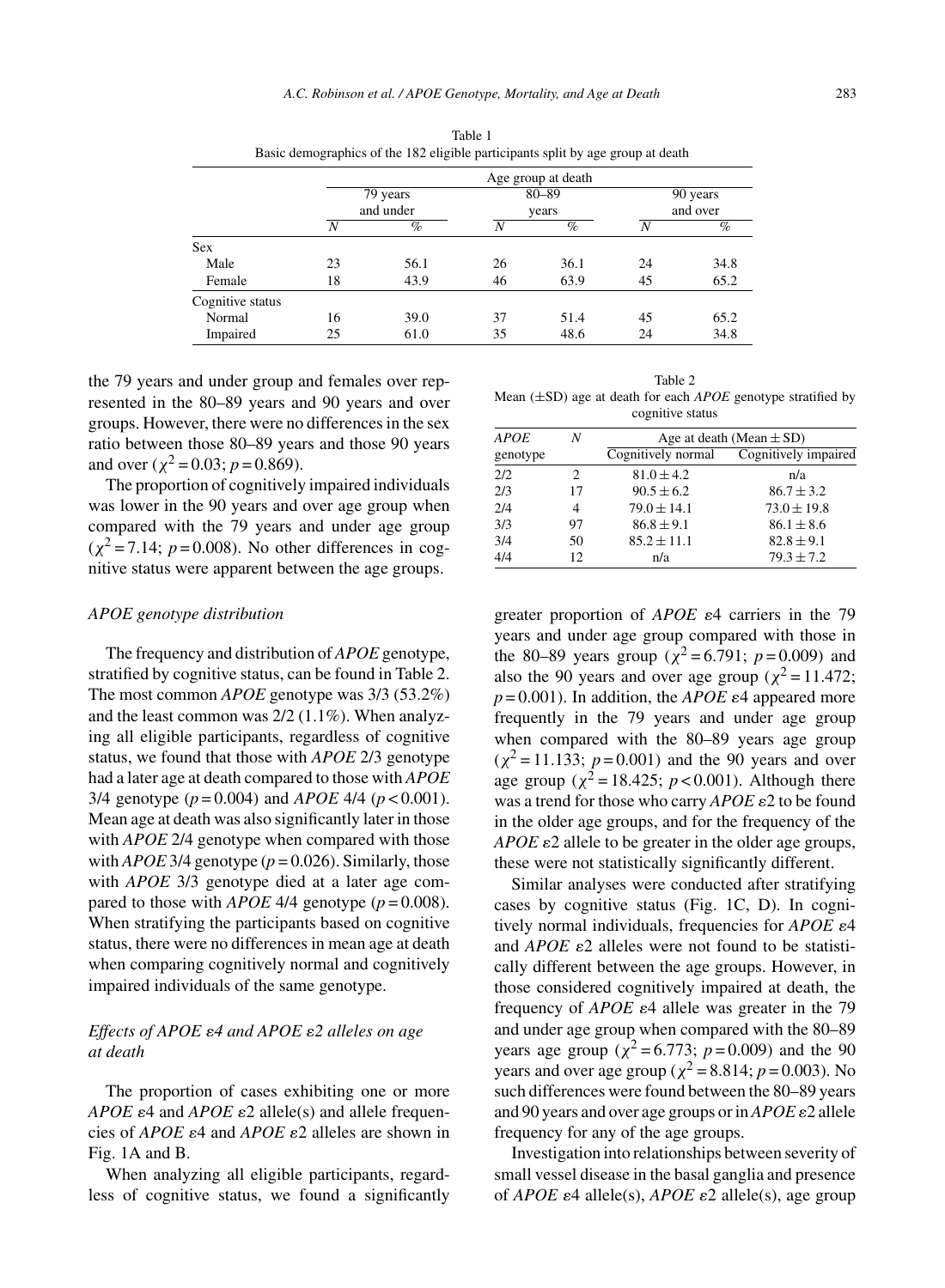Table 1
Basic demographics of the 182 eligible participants split by age group at death

| | Age group at death | | | | | |
|---|---|---|---|---|---|---|
| | 79 years and under | | 80–89 years | | 90 years and over | |
| | *N* | % | *N* | % | *N* | % |
| Sex | | | | | | |
| Male | 23 | 56.1 | 26 | 36.1 | 24 | 34.8 |
| Female | 18 | 43.9 | 46 | 63.9 | 45 | 65.2 |
| Cognitive status | | | | | | |
| Normal | 16 | 39.0 | 37 | 51.4 | 45 | 65.2 |
| Impaired | 25 | 61.0 | 35 | 48.6 | 24 | 34.8 |

the 79 years and under group and females over represented in the 80–89 years and 90 years and over groups. However, there were no differences in the sex ratio between those 80–89 years and those 90 years and over ($\chi^2 = 0.03$; $p = 0.869$).

The proportion of cognitively impaired individuals was lower in the 90 years and over age group when compared with the 79 years and under age group ($\chi^2 = 7.14$; $p = 0.008$). No other differences in cognitive status were apparent between the age groups.

### *APOE genotype distribution*

The frequency and distribution of *APOE* genotype, stratified by cognitive status, can be found in Table 2. The most common *APOE* genotype was 3/3 (53.2%) and the least common was 2/2 (1.1%). When analyzing all eligible participants, regardless of cognitive status, we found that those with *APOE* 2/3 genotype had a later age at death compared to those with *APOE* 3/4 genotype ($p = 0.004$) and *APOE* 4/4 ($p < 0.001$). Mean age at death was also significantly later in those with *APOE* 2/4 genotype when compared with those with *APOE* 3/4 genotype ($p = 0.026$). Similarly, those with *APOE* 3/3 genotype died at a later age compared to those with *APOE* 4/4 genotype ($p = 0.008$). When stratifying the participants based on cognitive status, there were no differences in mean age at death when comparing cognitively normal and cognitively impaired individuals of the same genotype.

Table 2
Mean (±SD) age at death for each *APOE* genotype stratified by cognitive status

| *APOE* genotype | *N* | Age at death (Mean ± SD) | |
|---|---|---|---|
| | | Cognitively normal | Cognitively impaired |
| 2/2 | 2 | 81.0 ± 4.2 | n/a |
| 2/3 | 17 | 90.5 ± 6.2 | 86.7 ± 3.2 |
| 2/4 | 4 | 79.0 ± 14.1 | 73.0 ± 19.8 |
| 3/3 | 97 | 86.8 ± 9.1 | 86.1 ± 8.6 |
| 3/4 | 50 | 85.2 ± 11.1 | 82.8 ± 9.1 |
| 4/4 | 12 | n/a | 79.3 ± 7.2 |

### *Effects of APOE ε4 and APOE ε2 alleles on age at death*

The proportion of cases exhibiting one or more *APOE* ε4 and *APOE* ε2 allele(s) and allele frequencies of *APOE* ε4 and *APOE* ε2 alleles are shown in Fig. 1A and B.

When analyzing all eligible participants, regardless of cognitive status, we found a significantly greater proportion of *APOE* ε4 carriers in the 79 years and under age group compared with those in the 80–89 years group ($\chi^2 = 6.791$; $p = 0.009$) and also the 90 years and over age group ($\chi^2 = 11.472$; $p = 0.001$). In addition, the *APOE* ε4 appeared more frequently in the 79 years and under age group when compared with the 80–89 years age group ($\chi^2 = 11.133$; $p = 0.001$) and the 90 years and over age group ($\chi^2 = 18.425$; $p < 0.001$). Although there was a trend for those who carry *APOE* ε2 to be found in the older age groups, and for the frequency of the *APOE* ε2 allele to be greater in the older age groups, these were not statistically significantly different.

Similar analyses were conducted after stratifying cases by cognitive status (Fig. 1C, D). In cognitively normal individuals, frequencies for *APOE* ε4 and *APOE* ε2 alleles were not found to be statistically different between the age groups. However, in those considered cognitively impaired at death, the frequency of *APOE* ε4 allele was greater in the 79 and under age group when compared with the 80–89 years age group ($\chi^2 = 6.773$; $p = 0.009$) and the 90 years and over age group ($\chi^2 = 8.814$; $p = 0.003$). No such differences were found between the 80–89 years and 90 years and over age groups or in *APOE* ε2 allele frequency for any of the age groups.

Investigation into relationships between severity of small vessel disease in the basal ganglia and presence of *APOE* ε4 allele(s), *APOE* ε2 allele(s), age group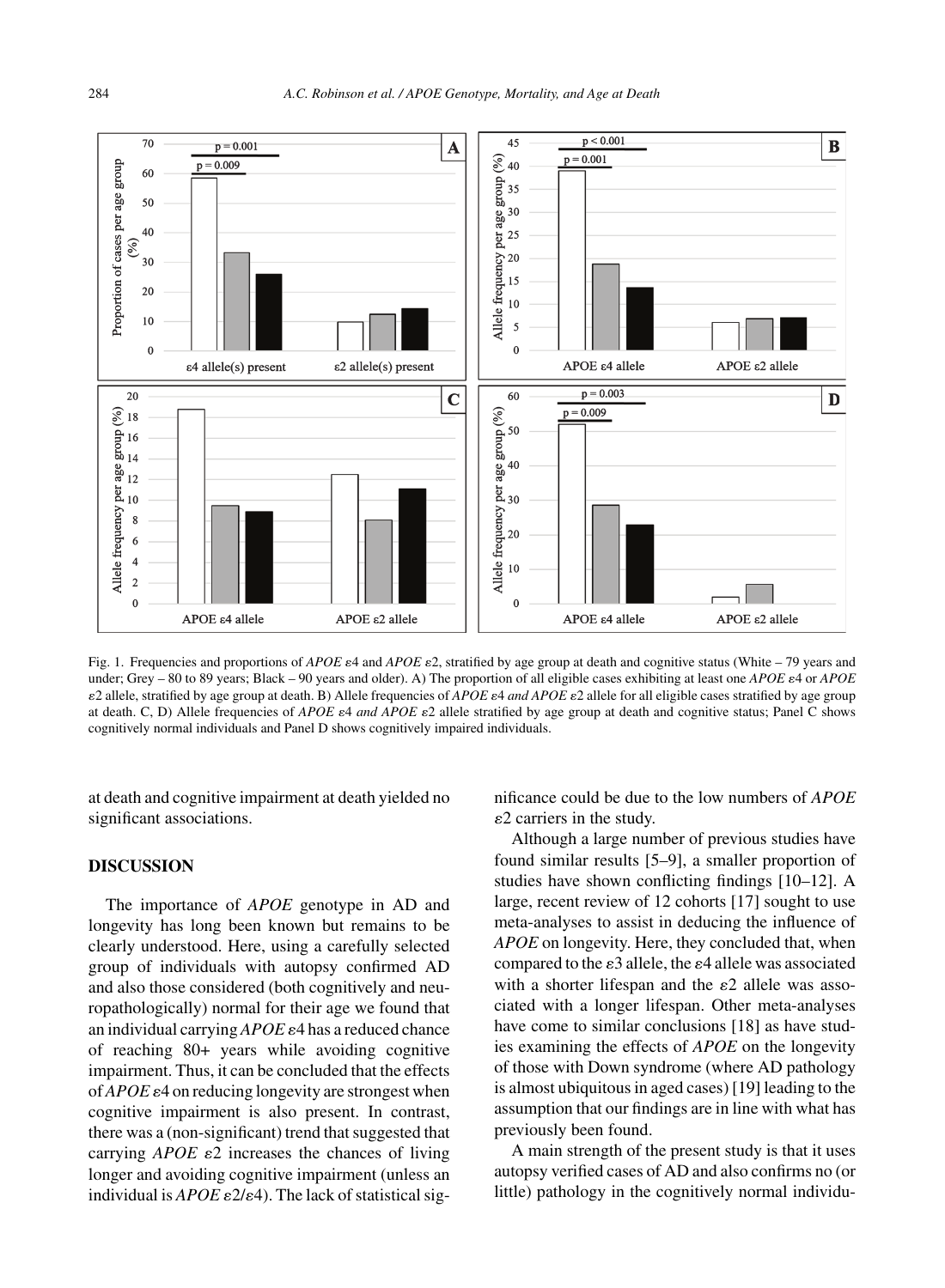Fig. 1. Frequencies and proportions of *APOE* ε4 and *APOE* ε2, stratified by age group at death and cognitive status (White – 79 years and under; Grey – 80 to 89 years; Black – 90 years and older). A) The proportion of all eligible cases exhibiting at least one *APOE* ε4 or *APOE* ε2 allele, stratified by age group at death. B) Allele frequencies of *APOE* ε4 *and APOE* ε2 allele for all eligible cases stratified by age group at death. C, D) Allele frequencies of *APOE* ε4 *and APOE* ε2 allele stratified by age group at death and cognitive status; Panel C shows cognitively normal individuals and Panel D shows cognitively impaired individuals.

at death and cognitive impairment at death yielded no significant associations.

## DISCUSSION

The importance of *APOE* genotype in AD and longevity has long been known but remains to be clearly understood. Here, using a carefully selected group of individuals with autopsy confirmed AD and also those considered (both cognitively and neuropathologically) normal for their age we found that an individual carrying *APOE* ε4 has a reduced chance of reaching 80+ years while avoiding cognitive impairment. Thus, it can be concluded that the effects of *APOE* ε4 on reducing longevity are strongest when cognitive impairment is also present. In contrast, there was a (non-significant) trend that suggested that carrying *APOE* ε2 increases the chances of living longer and avoiding cognitive impairment (unless an individual is *APOE* ε2/ε4). The lack of statistical significance could be due to the low numbers of *APOE* ε2 carriers in the study.

Although a large number of previous studies have found similar results [5–9], a smaller proportion of studies have shown conflicting findings [10–12]. A large, recent review of 12 cohorts [17] sought to use meta-analyses to assist in deducing the influence of *APOE* on longevity. Here, they concluded that, when compared to the ε3 allele, the ε4 allele was associated with a shorter lifespan and the ε2 allele was associated with a longer lifespan. Other meta-analyses have come to similar conclusions [18] as have studies examining the effects of *APOE* on the longevity of those with Down syndrome (where AD pathology is almost ubiquitous in aged cases) [19] leading to the assumption that our findings are in line with what has previously been found.

A main strength of the present study is that it uses autopsy verified cases of AD and also confirms no (or little) pathology in the cognitively normal individu-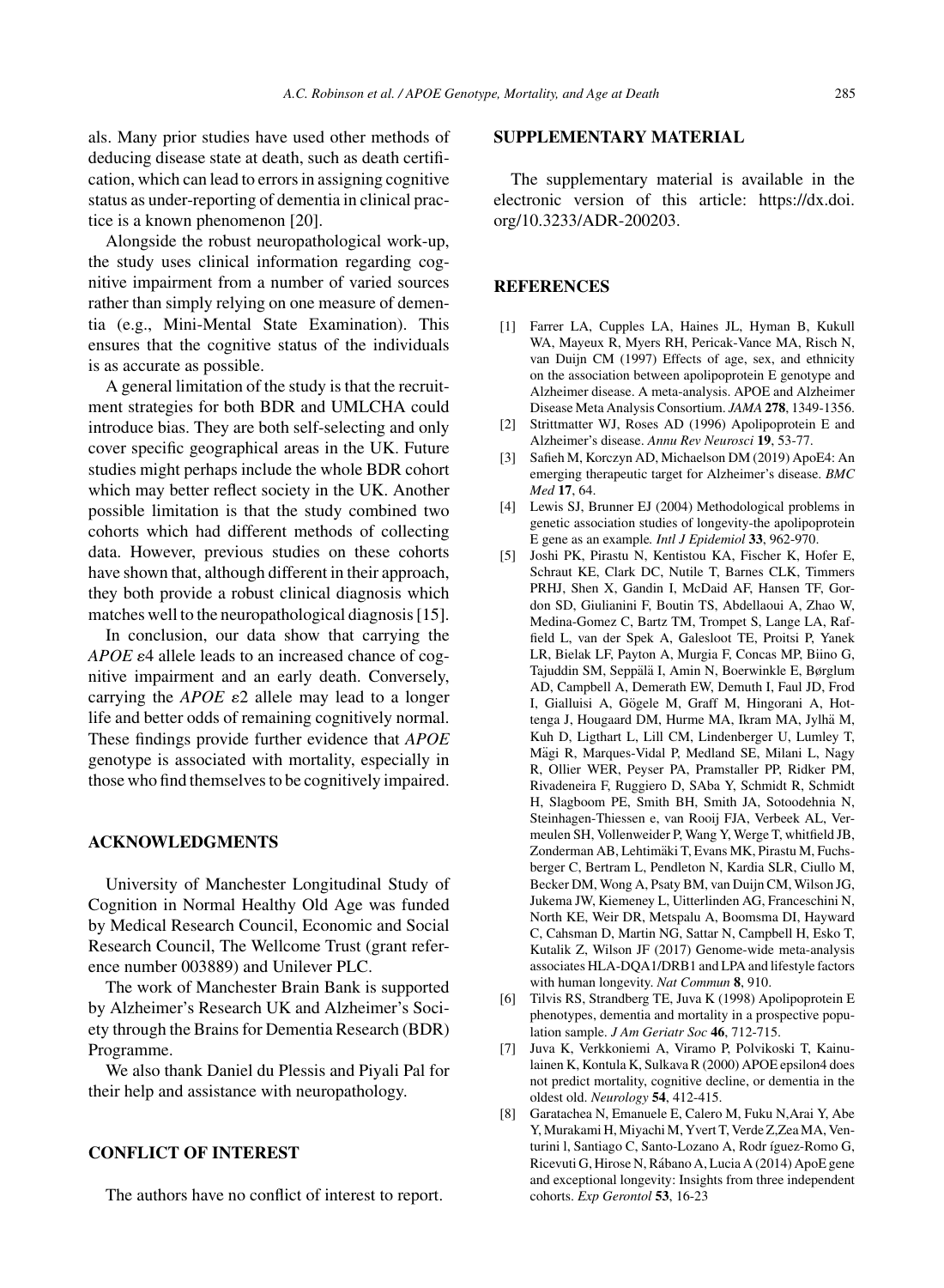als. Many prior studies have used other methods of deducing disease state at death, such as death certification, which can lead to errors in assigning cognitive status as under-reporting of dementia in clinical practice is a known phenomenon [20].

Alongside the robust neuropathological work-up, the study uses clinical information regarding cognitive impairment from a number of varied sources rather than simply relying on one measure of dementia (e.g., Mini-Mental State Examination). This ensures that the cognitive status of the individuals is as accurate as possible.

A general limitation of the study is that the recruitment strategies for both BDR and UMLCHA could introduce bias. They are both self-selecting and only cover specific geographical areas in the UK. Future studies might perhaps include the whole BDR cohort which may better reflect society in the UK. Another possible limitation is that the study combined two cohorts which had different methods of collecting data. However, previous studies on these cohorts have shown that, although different in their approach, they both provide a robust clinical diagnosis which matches well to the neuropathological diagnosis [15].

In conclusion, our data show that carrying the *APOE* $\varepsilon$4 allele leads to an increased chance of cognitive impairment and an early death. Conversely, carrying the *APOE* $\varepsilon$2 allele may lead to a longer life and better odds of remaining cognitively normal. These findings provide further evidence that *APOE* genotype is associated with mortality, especially in those who find themselves to be cognitively impaired.

## ACKNOWLEDGMENTS

University of Manchester Longitudinal Study of Cognition in Normal Healthy Old Age was funded by Medical Research Council, Economic and Social Research Council, The Wellcome Trust (grant reference number 003889) and Unilever PLC.

The work of Manchester Brain Bank is supported by Alzheimer's Research UK and Alzheimer's Society through the Brains for Dementia Research (BDR) Programme.

We also thank Daniel du Plessis and Piyali Pal for their help and assistance with neuropathology.

## CONFLICT OF INTEREST

The authors have no conflict of interest to report.

## SUPPLEMENTARY MATERIAL

The supplementary material is available in the electronic version of this article: https://dx.doi.org/10.3233/ADR-200203.

## REFERENCES

[1] Farrer LA, Cupples LA, Haines JL, Hyman B, Kukull WA, Mayeux R, Myers RH, Pericak-Vance MA, Risch N, van Duijn CM (1997) Effects of age, sex, and ethnicity on the association between apolipoprotein E genotype and Alzheimer disease. A meta-analysis. APOE and Alzheimer Disease Meta Analysis Consortium. *JAMA* **278**, 1349-1356.

[2] Strittmatter WJ, Roses AD (1996) Apolipoprotein E and Alzheimer's disease. *Annu Rev Neurosci* **19**, 53-77.

[3] Safieh M, Korczyn AD, Michaelson DM (2019) ApoE4: An emerging therapeutic target for Alzheimer's disease. *BMC Med* **17**, 64.

[4] Lewis SJ, Brunner EJ (2004) Methodological problems in genetic association studies of longevity-the apolipoprotein E gene as an example. *Intl J Epidemiol* **33**, 962-970.

[5] Joshi PK, Pirastu N, Kentistou KA, Fischer K, Hofer E, Schraut KE, Clark DC, Nutile T, Barnes CLK, Timmers PRHJ, Shen X, Gandin I, McDaid AF, Hansen TF, Gordon SD, Giulianini F, Boutin TS, Abdellaoui A, Zhao W, Medina-Gomez C, Bartz TM, Trompet S, Lange LA, Raffield L, van der Spek A, Galesloot TE, Proitsi P, Yanek LR, Bielak LF, Payton A, Murgia F, Concas MP, Biino G, Tajuddin SM, Seppälä I, Amin N, Boerwinkle E, Børglum AD, Campbell A, Demerath EW, Demuth I, Faul JD, Frod I, Gialluisi A, Gögele M, Graff M, Hingorani A, Hottenga J, Hougaard DM, Hurme MA, Ikram MA, Jylhä M, Kuh D, Ligthart L, Lill CM, Lindenberger U, Lumley T, Mägi R, Marques-Vidal P, Medland SE, Milani L, Nagy R, Ollier WER, Peyser PA, Pramstaller PP, Ridker PM, Rivadeneira F, Ruggiero D, SAba Y, Schmidt R, Schmidt H, Slagboom PE, Smith BH, Smith JA, Sotoodehnia N, Steinhagen-Thiessen e, van Rooij FJA, Verbeek AL, Vermeulen SH, Vollenweider P, Wang Y, Werge T, whitfield JB, Zonderman AB, Lehtimäki T, Evans MK, Pirastu M, Fuchsberger C, Bertram L, Pendleton N, Kardia SLR, Ciullo M, Becker DM, Wong A, Psaty BM, van Duijn CM, Wilson JG, Jukema JW, Kiemeney L, Uitterlinden AG, Franceschini N, North KE, Weir DR, Metspalu A, Boomsma DI, Hayward C, Cahsman D, Martin NG, Sattar N, Campbell H, Esko T, Kutalik Z, Wilson JF (2017) Genome-wide meta-analysis associates HLA-DQA1/DRB1 and LPA and lifestyle factors with human longevity. *Nat Commun* **8**, 910.

[6] Tilvis RS, Strandberg TE, Juva K (1998) Apolipoprotein E phenotypes, dementia and mortality in a prospective population sample. *J Am Geriatr Soc* **46**, 712-715.

[7] Juva K, Verkkoniemi A, Viramo P, Polvikoski T, Kainulainen K, Kontula K, Sulkava R (2000) APOE epsilon4 does not predict mortality, cognitive decline, or dementia in the oldest old. *Neurology* **54**, 412-415.

[8] Garatachea N, Emanuele E, Calero M, Fuku N, Arai Y, Abe Y, Murakami H, Miyachi M, Yvert T, Verde Z, Zea MA, Venturini l, Santiago C, Santo-Lozano A, Rodríguez-Romo G, Ricevuti G, Hirose N, Rábano A, Lucia A (2014) ApoE gene and exceptional longevity: Insights from three independent cohorts. *Exp Gerontol* **53**, 16-23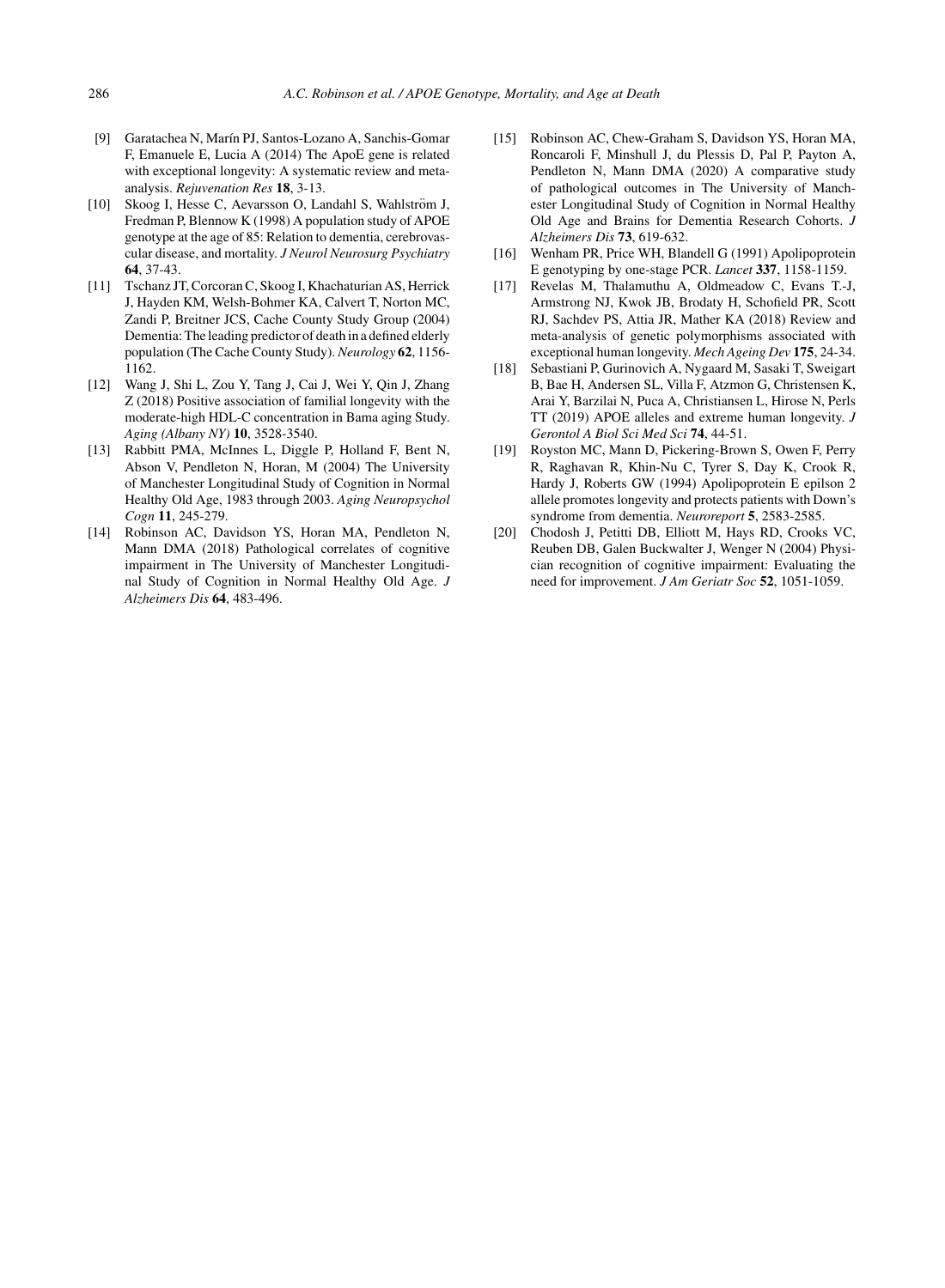[9] Garatachea N, Marín PJ, Santos-Lozano A, Sanchis-Gomar F, Emanuele E, Lucia A (2014) The ApoE gene is related with exceptional longevity: A systematic review and meta-analysis. *Rejuvenation Res* **18**, 3-13.

[10] Skoog I, Hesse C, Aevarsson O, Landahl S, Wahlström J, Fredman P, Blennow K (1998) A population study of APOE genotype at the age of 85: Relation to dementia, cerebrovascular disease, and mortality. *J Neurol Neurosurg Psychiatry* **64**, 37-43.

[11] Tschanz JT, Corcoran C, Skoog I, Khachaturian AS, Herrick J, Hayden KM, Welsh-Bohmer KA, Calvert T, Norton MC, Zandi P, Breitner JCS, Cache County Study Group (2004) Dementia: The leading predictor of death in a defined elderly population (The Cache County Study). *Neurology* **62**, 1156-1162.

[12] Wang J, Shi L, Zou Y, Tang J, Cai J, Wei Y, Qin J, Zhang Z (2018) Positive association of familial longevity with the moderate-high HDL-C concentration in Bama aging Study. *Aging (Albany NY)* **10**, 3528-3540.

[13] Rabbitt PMA, McInnes L, Diggle P, Holland F, Bent N, Abson V, Pendleton N, Horan, M (2004) The University of Manchester Longitudinal Study of Cognition in Normal Healthy Old Age, 1983 through 2003. *Aging Neuropsychol Cogn* **11**, 245-279.

[14] Robinson AC, Davidson YS, Horan MA, Pendleton N, Mann DMA (2018) Pathological correlates of cognitive impairment in The University of Manchester Longitudinal Study of Cognition in Normal Healthy Old Age. *J Alzheimers Dis* **64**, 483-496.

[15] Robinson AC, Chew-Graham S, Davidson YS, Horan MA, Roncaroli F, Minshull J, du Plessis D, Pal P, Payton A, Pendleton N, Mann DMA (2020) A comparative study of pathological outcomes in The University of Manchester Longitudinal Study of Cognition in Normal Healthy Old Age and Brains for Dementia Research Cohorts. *J Alzheimers Dis* **73**, 619-632.

[16] Wenham PR, Price WH, Blandell G (1991) Apolipoprotein E genotyping by one-stage PCR. *Lancet* **337**, 1158-1159.

[17] Revelas M, Thalamuthu A, Oldmeadow C, Evans T.-J, Armstrong NJ, Kwok JB, Brodaty H, Schofield PR, Scott RJ, Sachdev PS, Attia JR, Mather KA (2018) Review and meta-analysis of genetic polymorphisms associated with exceptional human longevity. *Mech Ageing Dev* **175**, 24-34.

[18] Sebastiani P, Gurinovich A, Nygaard M, Sasaki T, Sweigart B, Bae H, Andersen SL, Villa F, Atzmon G, Christensen K, Arai Y, Barzilai N, Puca A, Christiansen L, Hirose N, Perls TT (2019) APOE alleles and extreme human longevity. *J Gerontol A Biol Sci Med Sci* **74**, 44-51.

[19] Royston MC, Mann D, Pickering-Brown S, Owen F, Perry R, Raghavan R, Khin-Nu C, Tyrer S, Day K, Crook R, Hardy J, Roberts GW (1994) Apolipoprotein E epilson 2 allele promotes longevity and protects patients with Down's syndrome from dementia. *Neuroreport* **5**, 2583-2585.

[20] Chodosh J, Petitti DB, Elliott M, Hays RD, Crooks VC, Reuben DB, Galen Buckwalter J, Wenger N (2004) Physician recognition of cognitive impairment: Evaluating the need for improvement. *J Am Geriatr Soc* **52**, 1051-1059.